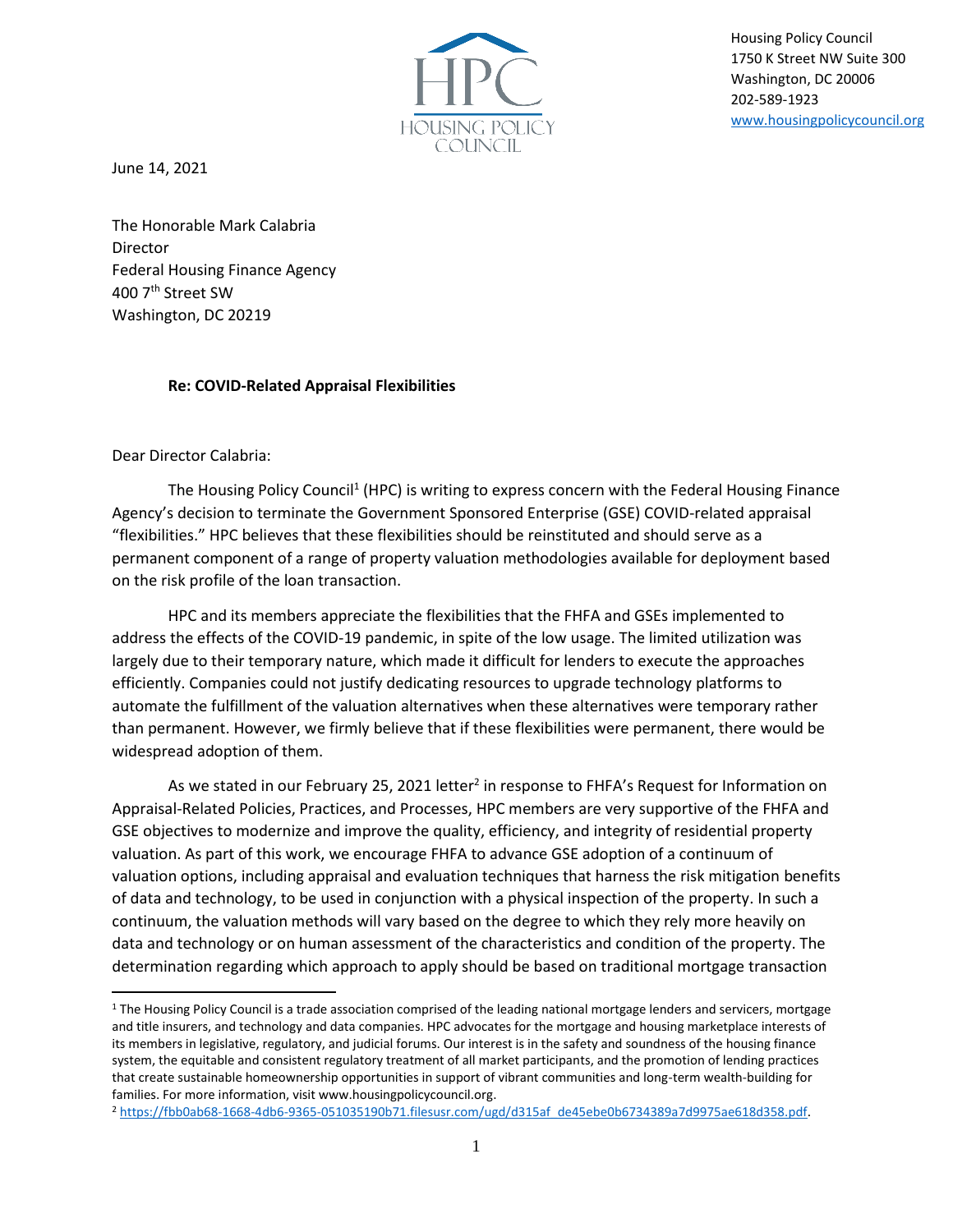HPC
HOUSING POLICY COUNCIL

Housing Policy Council
1750 K Street NW Suite 300
Washington, DC 20006
202-589-1923
www.housingpolicycouncil.org

June 14, 2021

The Honorable Mark Calabria
Director
Federal Housing Finance Agency
400 7th Street SW
Washington, DC 20219

**Re: COVID-Related Appraisal Flexibilities**

Dear Director Calabria:

The Housing Policy Council[1] (HPC) is writing to express concern with the Federal Housing Finance Agency's decision to terminate the Government Sponsored Enterprise (GSE) COVID-related appraisal "flexibilities." HPC believes that these flexibilities should be reinstituted and should serve as a permanent component of a range of property valuation methodologies available for deployment based on the risk profile of the loan transaction.

HPC and its members appreciate the flexibilities that the FHFA and GSEs implemented to address the effects of the COVID-19 pandemic, in spite of the low usage. The limited utilization was largely due to their temporary nature, which made it difficult for lenders to execute the approaches efficiently. Companies could not justify dedicating resources to upgrade technology platforms to automate the fulfillment of the valuation alternatives when these alternatives were temporary rather than permanent. However, we firmly believe that if these flexibilities were permanent, there would be widespread adoption of them.

As we stated in our February 25, 2021 letter[2] in response to FHFA's Request for Information on Appraisal-Related Policies, Practices, and Processes, HPC members are very supportive of the FHFA and GSE objectives to modernize and improve the quality, efficiency, and integrity of residential property valuation. As part of this work, we encourage FHFA to advance GSE adoption of a continuum of valuation options, including appraisal and evaluation techniques that harness the risk mitigation benefits of data and technology, to be used in conjunction with a physical inspection of the property. In such a continuum, the valuation methods will vary based on the degree to which they rely more heavily on data and technology or on human assessment of the characteristics and condition of the property. The determination regarding which approach to apply should be based on traditional mortgage transaction

[1] The Housing Policy Council is a trade association comprised of the leading national mortgage lenders and servicers, mortgage and title insurers, and technology and data companies. HPC advocates for the mortgage and housing marketplace interests of its members in legislative, regulatory, and judicial forums. Our interest is in the safety and soundness of the housing finance system, the equitable and consistent regulatory treatment of all market participants, and the promotion of lending practices that create sustainable homeownership opportunities in support of vibrant communities and long-term wealth-building for families. For more information, visit www.housingpolicycouncil.org.

[2] https://fbb0ab68-1668-4db6-9365-051035190b71.filesusr.com/ugd/d315af_de45ebe0b6734389a7d9975ae618d358.pdf.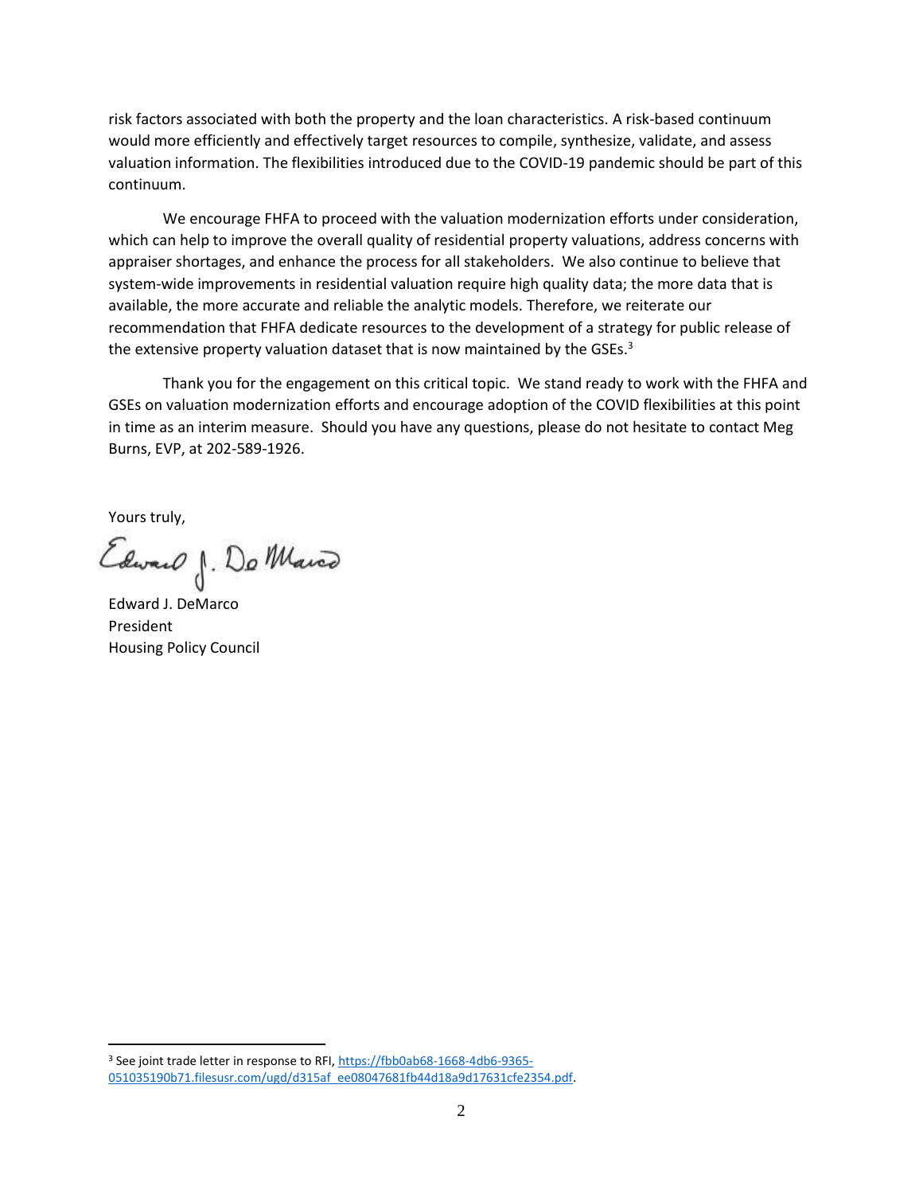risk factors associated with both the property and the loan characteristics. A risk-based continuum would more efficiently and effectively target resources to compile, synthesize, validate, and assess valuation information. The flexibilities introduced due to the COVID-19 pandemic should be part of this continuum.

We encourage FHFA to proceed with the valuation modernization efforts under consideration, which can help to improve the overall quality of residential property valuations, address concerns with appraiser shortages, and enhance the process for all stakeholders. We also continue to believe that system-wide improvements in residential valuation require high quality data; the more data that is available, the more accurate and reliable the analytic models. Therefore, we reiterate our recommendation that FHFA dedicate resources to the development of a strategy for public release of the extensive property valuation dataset that is now maintained by the GSEs.[3]

Thank you for the engagement on this critical topic. We stand ready to work with the FHFA and GSEs on valuation modernization efforts and encourage adoption of the COVID flexibilities at this point in time as an interim measure. Should you have any questions, please do not hesitate to contact Meg Burns, EVP, at 202-589-1926.

Yours truly,

Edward J. DeMarco

Edward J. DeMarco
President
Housing Policy Council

---

[3] See joint trade letter in response to RFI, https://fbb0ab68-1668-4db6-9365-051035190b71.filesusr.com/ugd/d315af_ee08047681fb44d18a9d17631cfe2354.pdf.